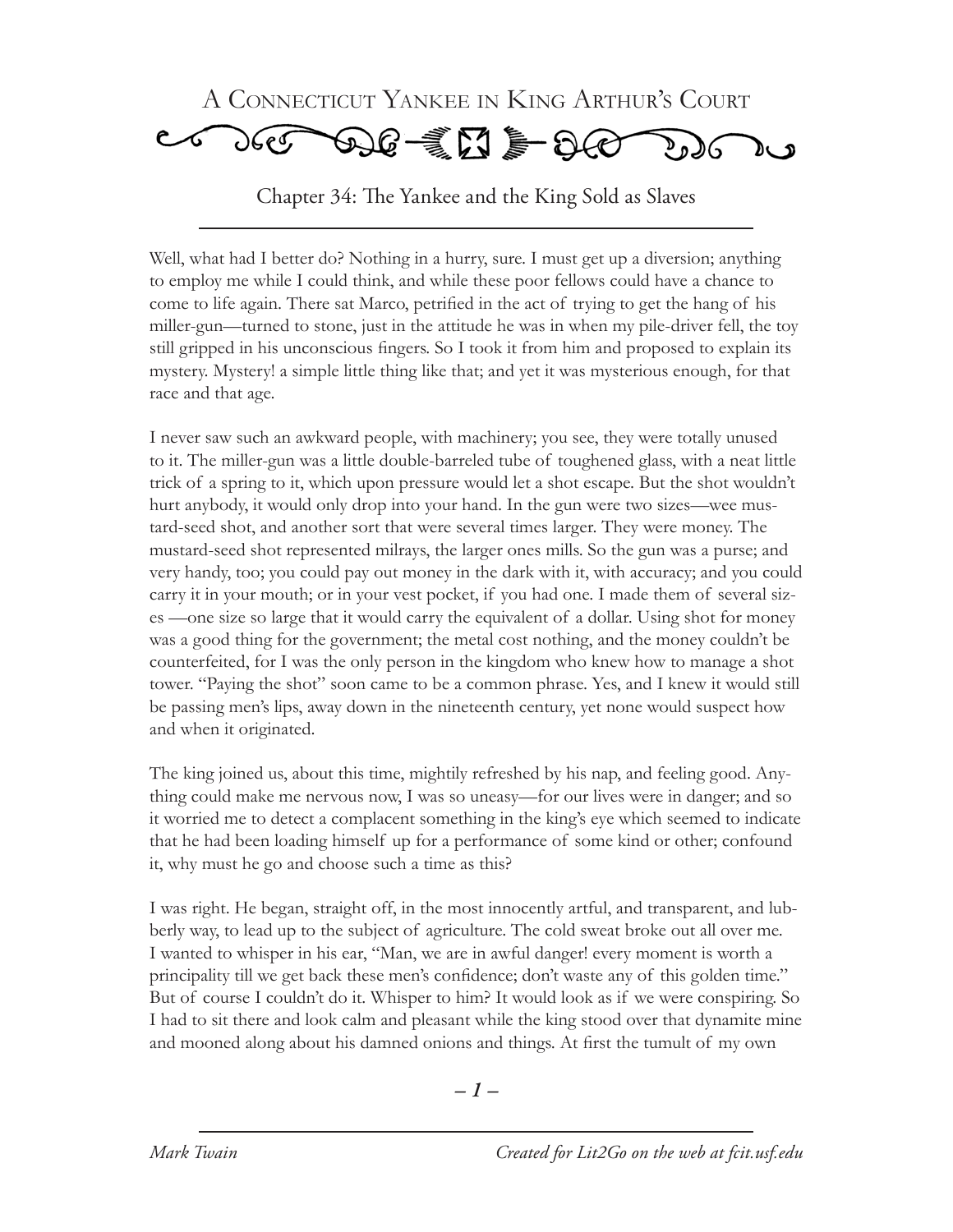# A Connecticut Yankee in King Arthur's Court

## Chapter 34: The Yankee and the King Sold as Slaves

Well, what had I better do? Nothing in a hurry, sure. I must get up a diversion; anything to employ me while I could think, and while these poor fellows could have a chance to come to life again. There sat Marco, petrified in the act of trying to get the hang of his miller-gun—turned to stone, just in the attitude he was in when my pile-driver fell, the toy still gripped in his unconscious fingers. So I took it from him and proposed to explain its mystery. Mystery! a simple little thing like that; and yet it was mysterious enough, for that race and that age.

I never saw such an awkward people, with machinery; you see, they were totally unused to it. The miller-gun was a little double-barreled tube of toughened glass, with a neat little trick of a spring to it, which upon pressure would let a shot escape. But the shot wouldn't hurt anybody, it would only drop into your hand. In the gun were two sizes—wee mustard-seed shot, and another sort that were several times larger. They were money. The mustard-seed shot represented milrays, the larger ones mills. So the gun was a purse; and very handy, too; you could pay out money in the dark with it, with accuracy; and you could carry it in your mouth; or in your vest pocket, if you had one. I made them of several sizes —one size so large that it would carry the equivalent of a dollar. Using shot for money was a good thing for the government; the metal cost nothing, and the money couldn't be counterfeited, for I was the only person in the kingdom who knew how to manage a shot tower. "Paying the shot" soon came to be a common phrase. Yes, and I knew it would still be passing men's lips, away down in the nineteenth century, yet none would suspect how and when it originated.

The king joined us, about this time, mightily refreshed by his nap, and feeling good. Anything could make me nervous now, I was so uneasy—for our lives were in danger; and so it worried me to detect a complacent something in the king's eye which seemed to indicate that he had been loading himself up for a performance of some kind or other; confound it, why must he go and choose such a time as this?

I was right. He began, straight off, in the most innocently artful, and transparent, and lubberly way, to lead up to the subject of agriculture. The cold sweat broke out all over me. I wanted to whisper in his ear, "Man, we are in awful danger! every moment is worth a principality till we get back these men's confidence; don't waste any of this golden time." But of course I couldn't do it. Whisper to him? It would look as if we were conspiring. So I had to sit there and look calm and pleasant while the king stood over that dynamite mine and mooned along about his damned onions and things. At first the tumult of my own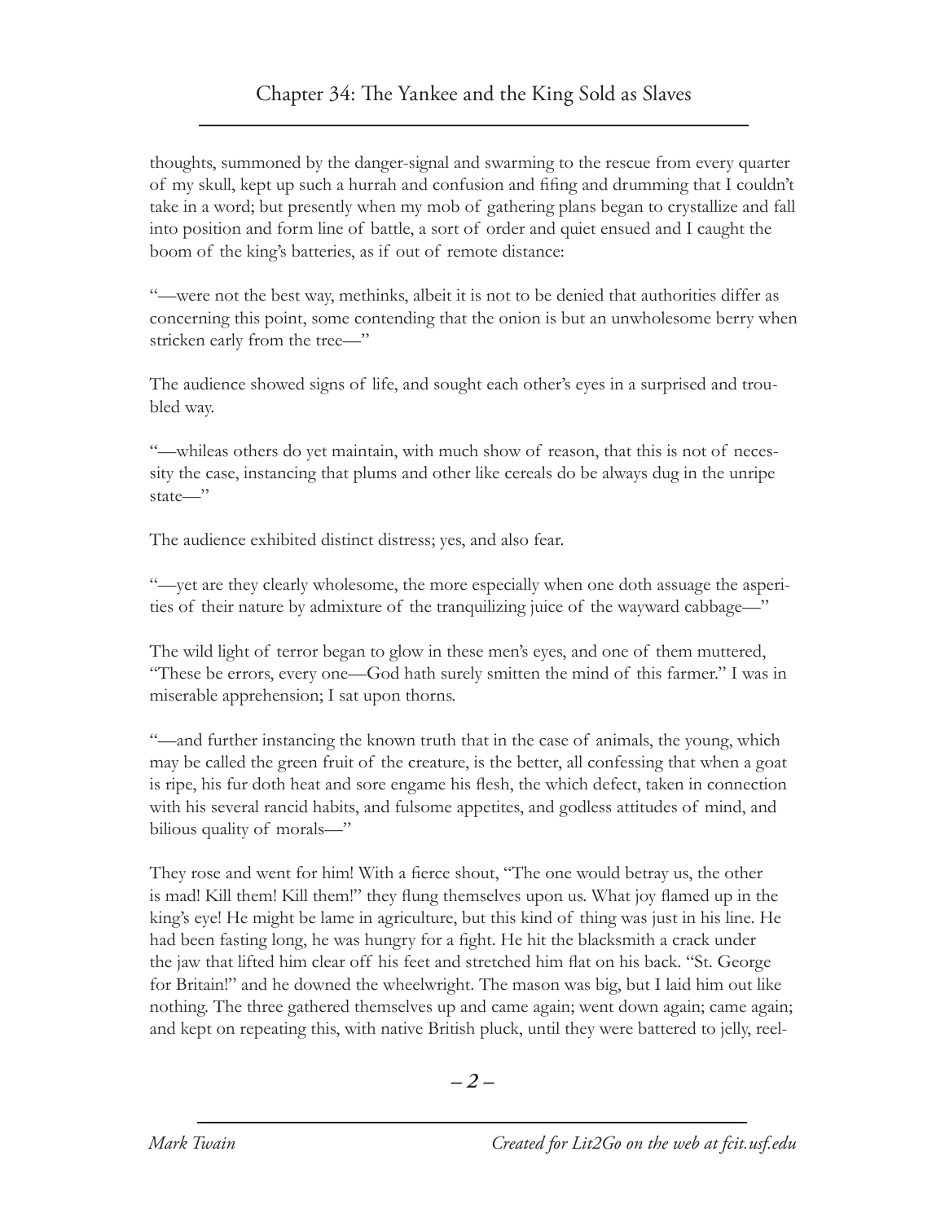thoughts, summoned by the danger-signal and swarming to the rescue from every quarter of my skull, kept up such a hurrah and confusion and fifing and drumming that I couldn't take in a word; but presently when my mob of gathering plans began to crystallize and fall into position and form line of battle, a sort of order and quiet ensued and I caught the boom of the king's batteries, as if out of remote distance:

"—were not the best way, methinks, albeit it is not to be denied that authorities differ as concerning this point, some contending that the onion is but an unwholesome berry when stricken early from the tree—"

The audience showed signs of life, and sought each other's eyes in a surprised and troubled way.

"—whileas others do yet maintain, with much show of reason, that this is not of necessity the case, instancing that plums and other like cereals do be always dug in the unripe state—"

The audience exhibited distinct distress; yes, and also fear.

"—yet are they clearly wholesome, the more especially when one doth assuage the asperities of their nature by admixture of the tranquilizing juice of the wayward cabbage—"

The wild light of terror began to glow in these men's eyes, and one of them muttered, "These be errors, every one—God hath surely smitten the mind of this farmer." I was in miserable apprehension; I sat upon thorns.

"—and further instancing the known truth that in the case of animals, the young, which may be called the green fruit of the creature, is the better, all confessing that when a goat is ripe, his fur doth heat and sore engame his flesh, the which defect, taken in connection with his several rancid habits, and fulsome appetites, and godless attitudes of mind, and bilious quality of morals—"

They rose and went for him! With a fierce shout, "The one would betray us, the other is mad! Kill them! Kill them!" they flung themselves upon us. What joy flamed up in the king's eye! He might be lame in agriculture, but this kind of thing was just in his line. He had been fasting long, he was hungry for a fight. He hit the blacksmith a crack under the jaw that lifted him clear off his feet and stretched him flat on his back. "St. George for Britain!" and he downed the wheelwright. The mason was big, but I laid him out like nothing. The three gathered themselves up and came again; went down again; came again; and kept on repeating this, with native British pluck, until they were battered to jelly, reel-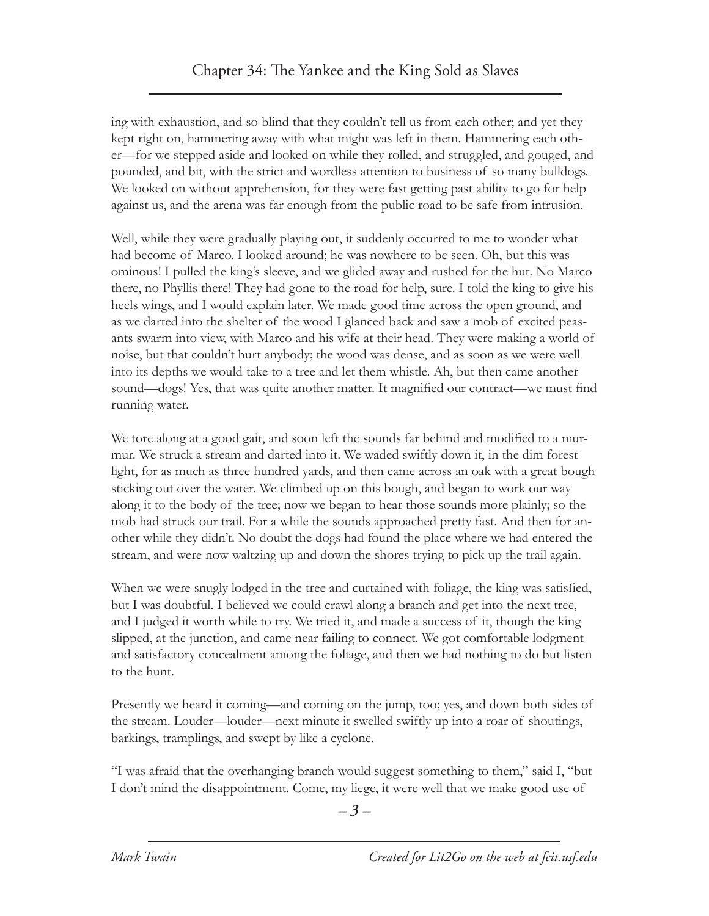ing with exhaustion, and so blind that they couldn't tell us from each other; and yet they kept right on, hammering away with what might was left in them. Hammering each other—for we stepped aside and looked on while they rolled, and struggled, and gouged, and pounded, and bit, with the strict and wordless attention to business of so many bulldogs. We looked on without apprehension, for they were fast getting past ability to go for help against us, and the arena was far enough from the public road to be safe from intrusion.

Well, while they were gradually playing out, it suddenly occurred to me to wonder what had become of Marco. I looked around; he was nowhere to be seen. Oh, but this was ominous! I pulled the king's sleeve, and we glided away and rushed for the hut. No Marco there, no Phyllis there! They had gone to the road for help, sure. I told the king to give his heels wings, and I would explain later. We made good time across the open ground, and as we darted into the shelter of the wood I glanced back and saw a mob of excited peasants swarm into view, with Marco and his wife at their head. They were making a world of noise, but that couldn't hurt anybody; the wood was dense, and as soon as we were well into its depths we would take to a tree and let them whistle. Ah, but then came another sound—dogs! Yes, that was quite another matter. It magnified our contract—we must find running water.

We tore along at a good gait, and soon left the sounds far behind and modified to a murmur. We struck a stream and darted into it. We waded swiftly down it, in the dim forest light, for as much as three hundred yards, and then came across an oak with a great bough sticking out over the water. We climbed up on this bough, and began to work our way along it to the body of the tree; now we began to hear those sounds more plainly; so the mob had struck our trail. For a while the sounds approached pretty fast. And then for another while they didn't. No doubt the dogs had found the place where we had entered the stream, and were now waltzing up and down the shores trying to pick up the trail again.

When we were snugly lodged in the tree and curtained with foliage, the king was satisfied, but I was doubtful. I believed we could crawl along a branch and get into the next tree, and I judged it worth while to try. We tried it, and made a success of it, though the king slipped, at the junction, and came near failing to connect. We got comfortable lodgment and satisfactory concealment among the foliage, and then we had nothing to do but listen to the hunt.

Presently we heard it coming—and coming on the jump, too; yes, and down both sides of the stream. Louder—louder—next minute it swelled swiftly up into a roar of shoutings, barkings, tramplings, and swept by like a cyclone.

"I was afraid that the overhanging branch would suggest something to them," said I, "but I don't mind the disappointment. Come, my liege, it were well that we make good use of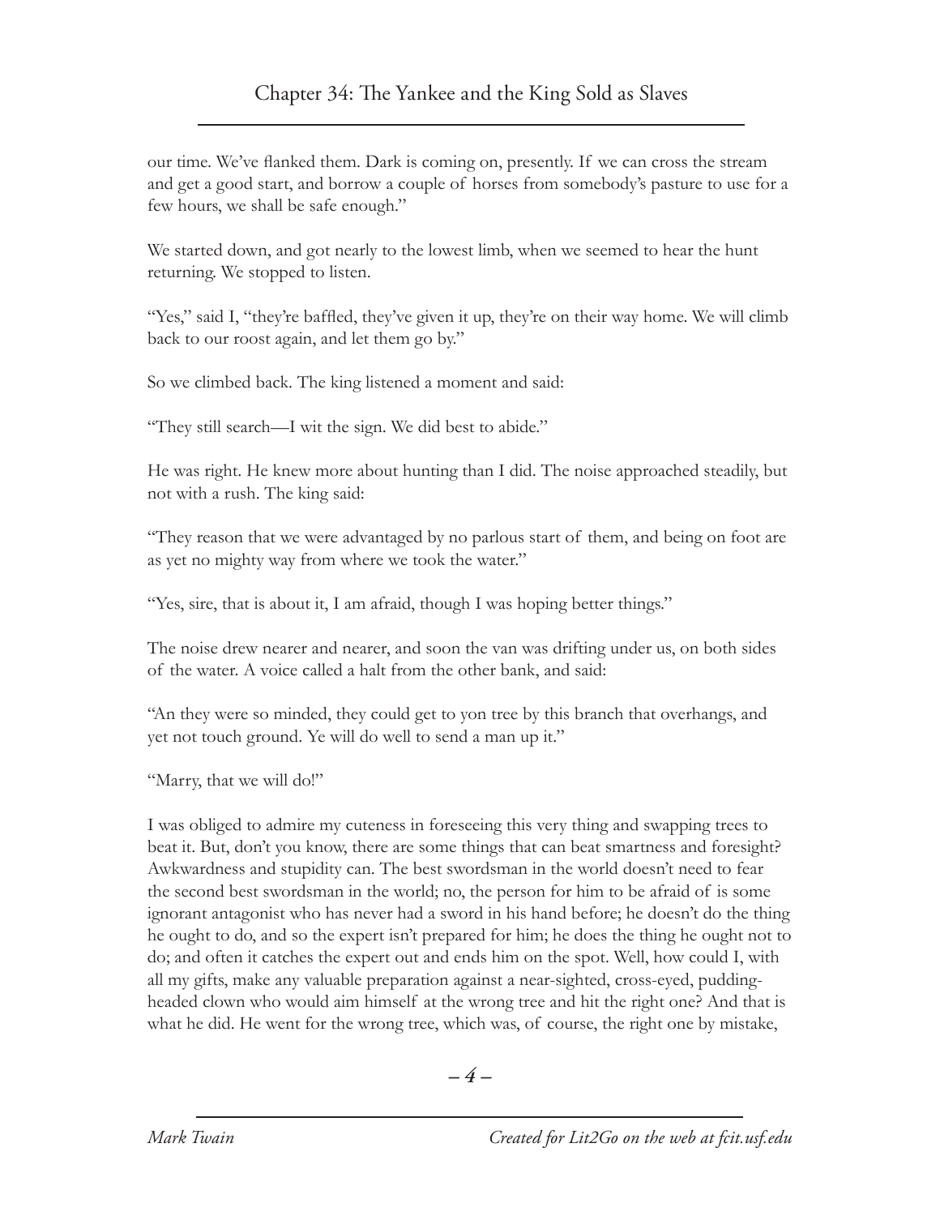our time. We've flanked them. Dark is coming on, presently. If we can cross the stream and get a good start, and borrow a couple of horses from somebody's pasture to use for a few hours, we shall be safe enough."

We started down, and got nearly to the lowest limb, when we seemed to hear the hunt returning. We stopped to listen.

"Yes," said I, "they're baffled, they've given it up, they're on their way home. We will climb back to our roost again, and let them go by."

So we climbed back. The king listened a moment and said:

"They still search—I wit the sign. We did best to abide."

He was right. He knew more about hunting than I did. The noise approached steadily, but not with a rush. The king said:

"They reason that we were advantaged by no parlous start of them, and being on foot are as yet no mighty way from where we took the water."

"Yes, sire, that is about it, I am afraid, though I was hoping better things."

The noise drew nearer and nearer, and soon the van was drifting under us, on both sides of the water. A voice called a halt from the other bank, and said:

"An they were so minded, they could get to yon tree by this branch that overhangs, and yet not touch ground. Ye will do well to send a man up it."

"Marry, that we will do!"

I was obliged to admire my cuteness in foreseeing this very thing and swapping trees to beat it. But, don't you know, there are some things that can beat smartness and foresight? Awkwardness and stupidity can. The best swordsman in the world doesn't need to fear the second best swordsman in the world; no, the person for him to be afraid of is some ignorant antagonist who has never had a sword in his hand before; he doesn't do the thing he ought to do, and so the expert isn't prepared for him; he does the thing he ought not to do; and often it catches the expert out and ends him on the spot. Well, how could I, with all my gifts, make any valuable preparation against a near-sighted, cross-eyed, pudding-headed clown who would aim himself at the wrong tree and hit the right one? And that is what he did. He went for the wrong tree, which was, of course, the right one by mistake,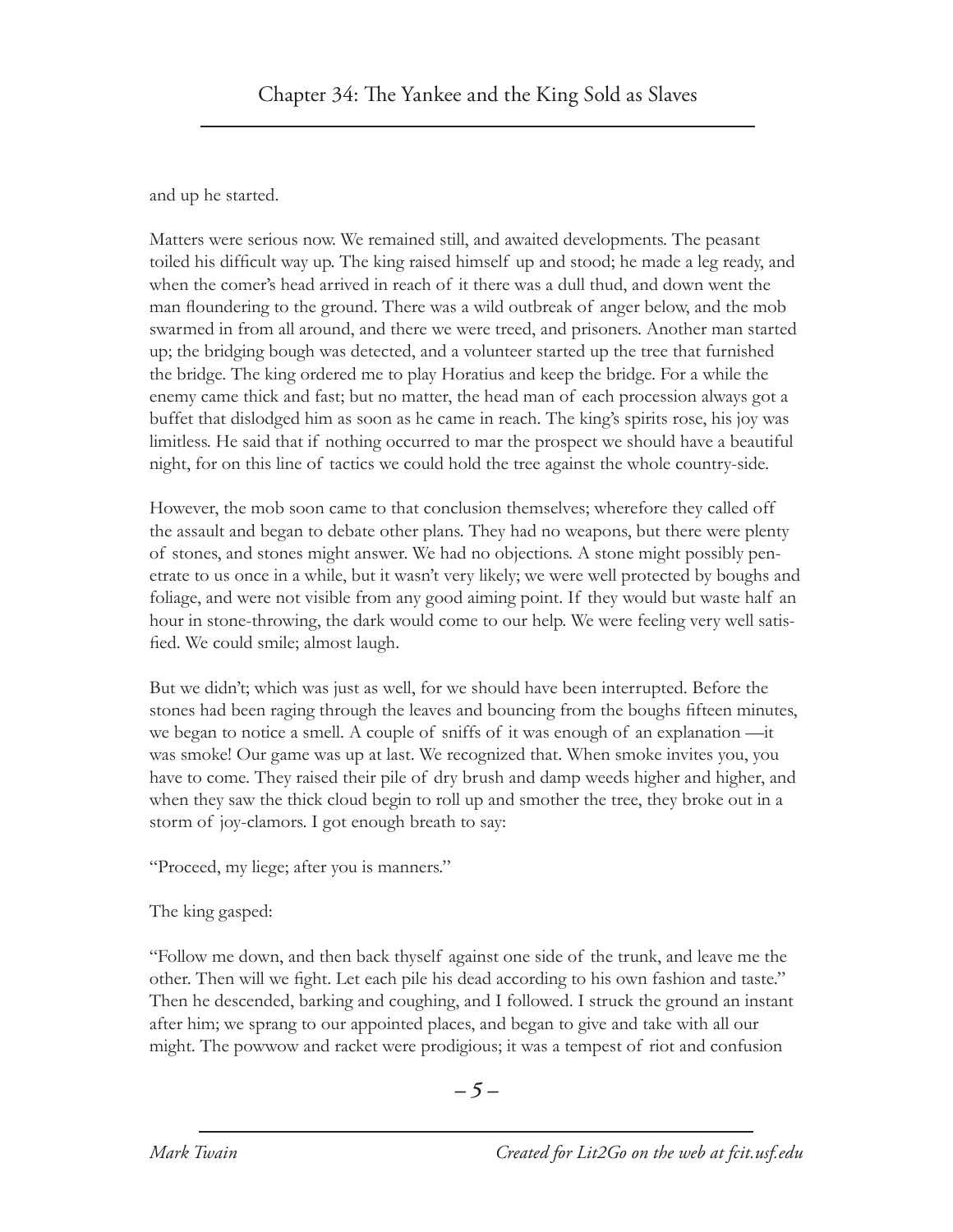and up he started.

Matters were serious now. We remained still, and awaited developments. The peasant toiled his difficult way up. The king raised himself up and stood; he made a leg ready, and when the comer's head arrived in reach of it there was a dull thud, and down went the man floundering to the ground. There was a wild outbreak of anger below, and the mob swarmed in from all around, and there we were treed, and prisoners. Another man started up; the bridging bough was detected, and a volunteer started up the tree that furnished the bridge. The king ordered me to play Horatius and keep the bridge. For a while the enemy came thick and fast; but no matter, the head man of each procession always got a buffet that dislodged him as soon as he came in reach. The king's spirits rose, his joy was limitless. He said that if nothing occurred to mar the prospect we should have a beautiful night, for on this line of tactics we could hold the tree against the whole country-side.

However, the mob soon came to that conclusion themselves; wherefore they called off the assault and began to debate other plans. They had no weapons, but there were plenty of stones, and stones might answer. We had no objections. A stone might possibly penetrate to us once in a while, but it wasn't very likely; we were well protected by boughs and foliage, and were not visible from any good aiming point. If they would but waste half an hour in stone-throwing, the dark would come to our help. We were feeling very well satisfied. We could smile; almost laugh.

But we didn't; which was just as well, for we should have been interrupted. Before the stones had been raging through the leaves and bouncing from the boughs fifteen minutes, we began to notice a smell. A couple of sniffs of it was enough of an explanation —it was smoke! Our game was up at last. We recognized that. When smoke invites you, you have to come. They raised their pile of dry brush and damp weeds higher and higher, and when they saw the thick cloud begin to roll up and smother the tree, they broke out in a storm of joy-clamors. I got enough breath to say:

"Proceed, my liege; after you is manners."

The king gasped:

"Follow me down, and then back thyself against one side of the trunk, and leave me the other. Then will we fight. Let each pile his dead according to his own fashion and taste." Then he descended, barking and coughing, and I followed. I struck the ground an instant after him; we sprang to our appointed places, and began to give and take with all our might. The powwow and racket were prodigious; it was a tempest of riot and confusion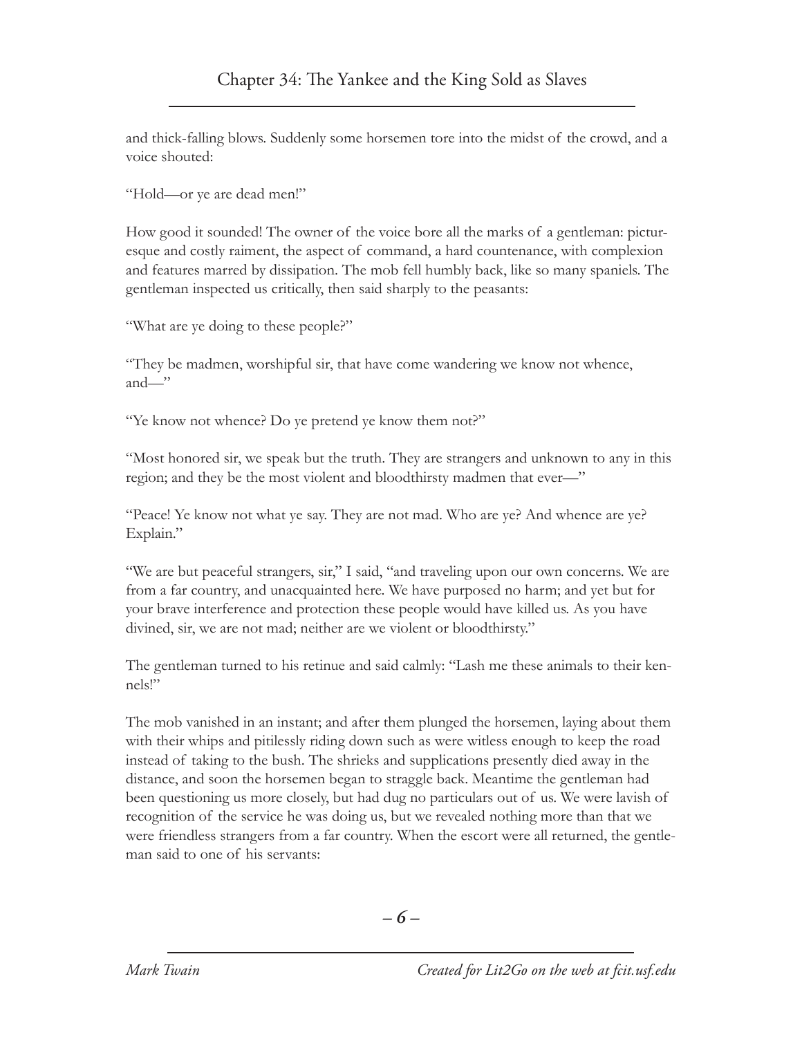and thick-falling blows. Suddenly some horsemen tore into the midst of the crowd, and a voice shouted:

"Hold—or ye are dead men!"

How good it sounded! The owner of the voice bore all the marks of a gentleman: picturesque and costly raiment, the aspect of command, a hard countenance, with complexion and features marred by dissipation. The mob fell humbly back, like so many spaniels. The gentleman inspected us critically, then said sharply to the peasants:

"What are ye doing to these people?"

"They be madmen, worshipful sir, that have come wandering we know not whence, and—"

"Ye know not whence? Do ye pretend ye know them not?"

"Most honored sir, we speak but the truth. They are strangers and unknown to any in this region; and they be the most violent and bloodthirsty madmen that ever—"

"Peace! Ye know not what ye say. They are not mad. Who are ye? And whence are ye? Explain."

"We are but peaceful strangers, sir," I said, "and traveling upon our own concerns. We are from a far country, and unacquainted here. We have purposed no harm; and yet but for your brave interference and protection these people would have killed us. As you have divined, sir, we are not mad; neither are we violent or bloodthirsty."

The gentleman turned to his retinue and said calmly: "Lash me these animals to their kennels!"

The mob vanished in an instant; and after them plunged the horsemen, laying about them with their whips and pitilessly riding down such as were witless enough to keep the road instead of taking to the bush. The shrieks and supplications presently died away in the distance, and soon the horsemen began to straggle back. Meantime the gentleman had been questioning us more closely, but had dug no particulars out of us. We were lavish of recognition of the service he was doing us, but we revealed nothing more than that we were friendless strangers from a far country. When the escort were all returned, the gentleman said to one of his servants: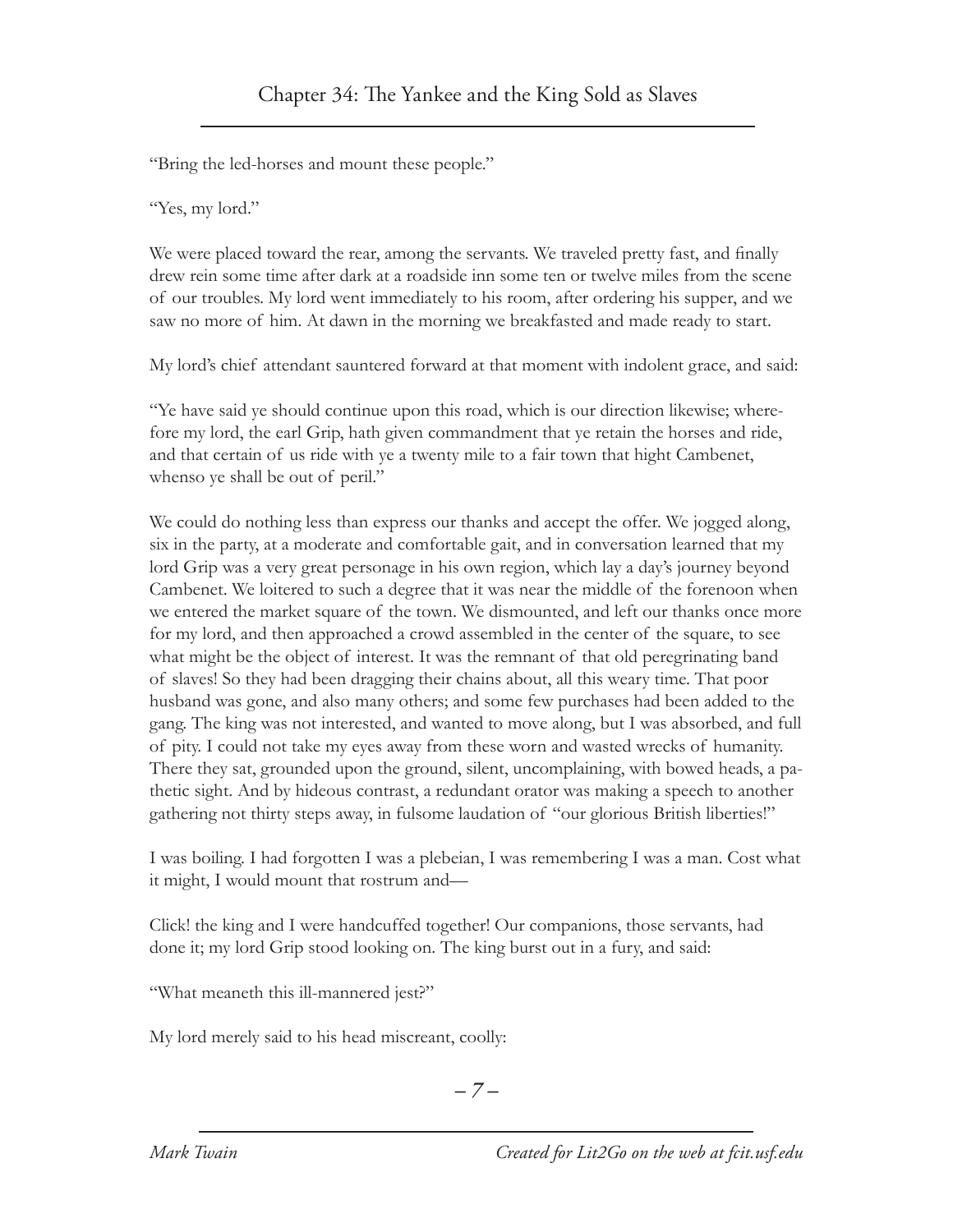"Bring the led-horses and mount these people."

"Yes, my lord."

We were placed toward the rear, among the servants. We traveled pretty fast, and finally drew rein some time after dark at a roadside inn some ten or twelve miles from the scene of our troubles. My lord went immediately to his room, after ordering his supper, and we saw no more of him. At dawn in the morning we breakfasted and made ready to start.

My lord's chief attendant sauntered forward at that moment with indolent grace, and said:

"Ye have said ye should continue upon this road, which is our direction likewise; wherefore my lord, the earl Grip, hath given commandment that ye retain the horses and ride, and that certain of us ride with ye a twenty mile to a fair town that hight Cambenet, whenso ye shall be out of peril."

We could do nothing less than express our thanks and accept the offer. We jogged along, six in the party, at a moderate and comfortable gait, and in conversation learned that my lord Grip was a very great personage in his own region, which lay a day's journey beyond Cambenet. We loitered to such a degree that it was near the middle of the forenoon when we entered the market square of the town. We dismounted, and left our thanks once more for my lord, and then approached a crowd assembled in the center of the square, to see what might be the object of interest. It was the remnant of that old peregrinating band of slaves! So they had been dragging their chains about, all this weary time. That poor husband was gone, and also many others; and some few purchases had been added to the gang. The king was not interested, and wanted to move along, but I was absorbed, and full of pity. I could not take my eyes away from these worn and wasted wrecks of humanity. There they sat, grounded upon the ground, silent, uncomplaining, with bowed heads, a pathetic sight. And by hideous contrast, a redundant orator was making a speech to another gathering not thirty steps away, in fulsome laudation of "our glorious British liberties!"

I was boiling. I had forgotten I was a plebeian, I was remembering I was a man. Cost what it might, I would mount that rostrum and—

Click! the king and I were handcuffed together! Our companions, those servants, had done it; my lord Grip stood looking on. The king burst out in a fury, and said:

"What meaneth this ill-mannered jest?"

My lord merely said to his head miscreant, coolly: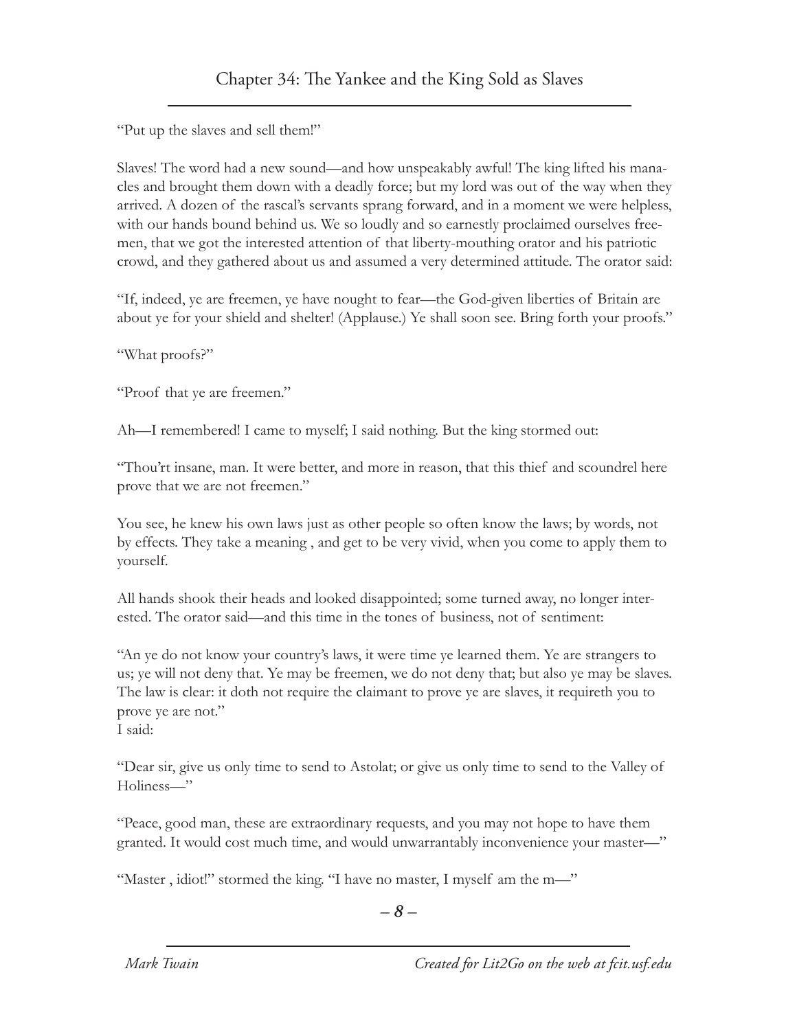## Chapter 34: The Yankee and the King Sold as Slaves

"Put up the slaves and sell them!"

Slaves! The word had a new sound—and how unspeakably awful! The king lifted his manacles and brought them down with a deadly force; but my lord was out of the way when they arrived. A dozen of the rascal's servants sprang forward, and in a moment we were helpless, with our hands bound behind us. We so loudly and so earnestly proclaimed ourselves freemen, that we got the interested attention of that liberty-mouthing orator and his patriotic crowd, and they gathered about us and assumed a very determined attitude. The orator said:

"If, indeed, ye are freemen, ye have nought to fear—the God-given liberties of Britain are about ye for your shield and shelter! (Applause.) Ye shall soon see. Bring forth your proofs."

"What proofs?"

"Proof that ye are freemen."

Ah—I remembered! I came to myself; I said nothing. But the king stormed out:

"Thou'rt insane, man. It were better, and more in reason, that this thief and scoundrel here prove that we are not freemen."

You see, he knew his own laws just as other people so often know the laws; by words, not by effects. They take a meaning , and get to be very vivid, when you come to apply them to yourself.

All hands shook their heads and looked disappointed; some turned away, no longer interested. The orator said—and this time in the tones of business, not of sentiment:

"An ye do not know your country's laws, it were time ye learned them. Ye are strangers to us; ye will not deny that. Ye may be freemen, we do not deny that; but also ye may be slaves. The law is clear: it doth not require the claimant to prove ye are slaves, it requireth you to prove ye are not."
I said:

"Dear sir, give us only time to send to Astolat; or give us only time to send to the Valley of Holiness—"

"Peace, good man, these are extraordinary requests, and you may not hope to have them granted. It would cost much time, and would unwarrantably inconvenience your master—"

"Master , idiot!" stormed the king. "I have no master, I myself am the m—"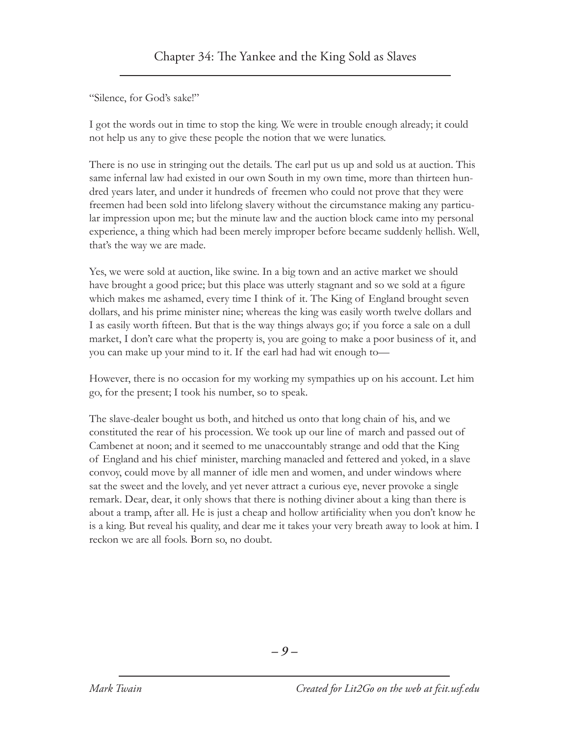"Silence, for God's sake!"

I got the words out in time to stop the king. We were in trouble enough already; it could not help us any to give these people the notion that we were lunatics.

There is no use in stringing out the details. The earl put us up and sold us at auction. This same infernal law had existed in our own South in my own time, more than thirteen hundred years later, and under it hundreds of freemen who could not prove that they were freemen had been sold into lifelong slavery without the circumstance making any particular impression upon me; but the minute law and the auction block came into my personal experience, a thing which had been merely improper before became suddenly hellish. Well, that's the way we are made.

Yes, we were sold at auction, like swine. In a big town and an active market we should have brought a good price; but this place was utterly stagnant and so we sold at a figure which makes me ashamed, every time I think of it. The King of England brought seven dollars, and his prime minister nine; whereas the king was easily worth twelve dollars and I as easily worth fifteen. But that is the way things always go; if you force a sale on a dull market, I don't care what the property is, you are going to make a poor business of it, and you can make up your mind to it. If the earl had had wit enough to—

However, there is no occasion for my working my sympathies up on his account. Let him go, for the present; I took his number, so to speak.

The slave-dealer bought us both, and hitched us onto that long chain of his, and we constituted the rear of his procession. We took up our line of march and passed out of Cambenet at noon; and it seemed to me unaccountably strange and odd that the King of England and his chief minister, marching manacled and fettered and yoked, in a slave convoy, could move by all manner of idle men and women, and under windows where sat the sweet and the lovely, and yet never attract a curious eye, never provoke a single remark. Dear, dear, it only shows that there is nothing diviner about a king than there is about a tramp, after all. He is just a cheap and hollow artificiality when you don't know he is a king. But reveal his quality, and dear me it takes your very breath away to look at him. I reckon we are all fools. Born so, no doubt.